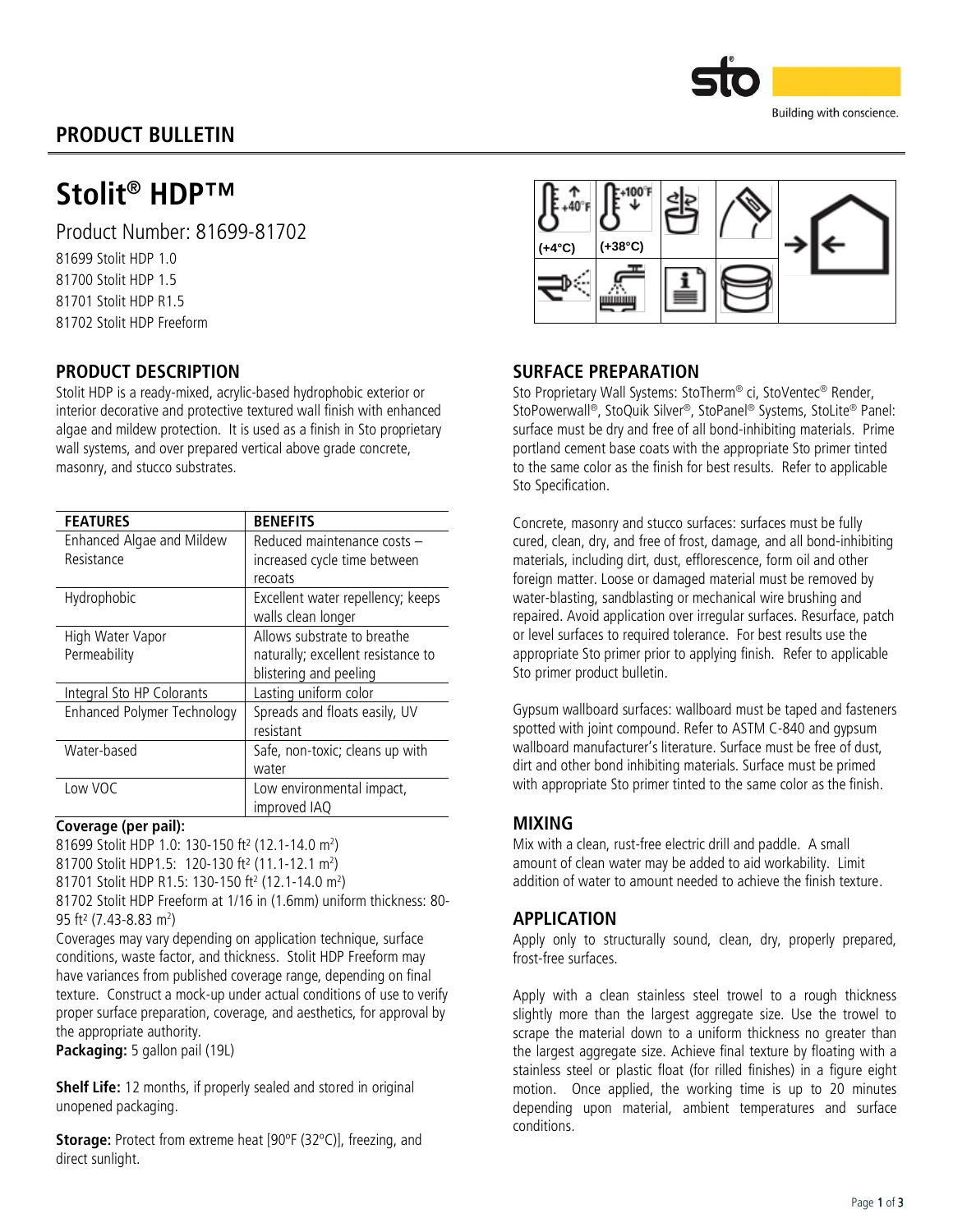## PRODUCT BULLETIN

# Stolit® HDP™

Product Number: 81699-81702

81699 Stolit HDP 1.0
81700 Stolit HDP 1.5
81701 Stolit HDP R1.5
81702 Stolit HDP Freeform

(+4°C) (+38°C)

## PRODUCT DESCRIPTION

Stolit HDP is a ready-mixed, acrylic-based hydrophobic exterior or interior decorative and protective textured wall finish with enhanced algae and mildew protection. It is used as a finish in Sto proprietary wall systems, and over prepared vertical above grade concrete, masonry, and stucco substrates.

| FEATURES | BENEFITS |
|---|---|
| Enhanced Algae and Mildew Resistance | Reduced maintenance costs – increased cycle time between recoats |
| Hydrophobic | Excellent water repellency; keeps walls clean longer |
| High Water Vapor Permeability | Allows substrate to breathe naturally; excellent resistance to blistering and peeling |
| Integral Sto HP Colorants | Lasting uniform color |
| Enhanced Polymer Technology | Spreads and floats easily, UV resistant |
| Water-based | Safe, non-toxic; cleans up with water |
| Low VOC | Low environmental impact, improved IAQ |

**Coverage (per pail):**

81699 Stolit HDP 1.0: 130-150 ft² (12.1-14.0 m²)
81700 Stolit HDP1.5: 120-130 ft² (11.1-12.1 m²)
81701 Stolit HDP R1.5: 130-150 ft² (12.1-14.0 m²)
81702 Stolit HDP Freeform at 1/16 in (1.6mm) uniform thickness: 80-95 ft² (7.43-8.83 m²)

Coverages may vary depending on application technique, surface conditions, waste factor, and thickness. Stolit HDP Freeform may have variances from published coverage range, depending on final texture. Construct a mock-up under actual conditions of use to verify proper surface preparation, coverage, and aesthetics, for approval by the appropriate authority.

**Packaging:** 5 gallon pail (19L)

**Shelf Life:** 12 months, if properly sealed and stored in original unopened packaging.

**Storage:** Protect from extreme heat [90ºF (32ºC)], freezing, and direct sunlight.

## SURFACE PREPARATION

Sto Proprietary Wall Systems: StoTherm® ci, StoVentec® Render, StoPowerwall®, StoQuik Silver®, StoPanel® Systems, StoLite® Panel: surface must be dry and free of all bond-inhibiting materials. Prime portland cement base coats with the appropriate Sto primer tinted to the same color as the finish for best results. Refer to applicable Sto Specification.

Concrete, masonry and stucco surfaces: surfaces must be fully cured, clean, dry, and free of frost, damage, and all bond-inhibiting materials, including dirt, dust, efflorescence, form oil and other foreign matter. Loose or damaged material must be removed by water-blasting, sandblasting or mechanical wire brushing and repaired. Avoid application over irregular surfaces. Resurface, patch or level surfaces to required tolerance. For best results use the appropriate Sto primer prior to applying finish. Refer to applicable Sto primer product bulletin.

Gypsum wallboard surfaces: wallboard must be taped and fasteners spotted with joint compound. Refer to ASTM C-840 and gypsum wallboard manufacturer's literature. Surface must be free of dust, dirt and other bond inhibiting materials. Surface must be primed with appropriate Sto primer tinted to the same color as the finish.

## MIXING

Mix with a clean, rust-free electric drill and paddle. A small amount of clean water may be added to aid workability. Limit addition of water to amount needed to achieve the finish texture.

## APPLICATION

Apply only to structurally sound, clean, dry, properly prepared, frost-free surfaces.

Apply with a clean stainless steel trowel to a rough thickness slightly more than the largest aggregate size. Use the trowel to scrape the material down to a uniform thickness no greater than the largest aggregate size. Achieve final texture by floating with a stainless steel or plastic float (for rilled finishes) in a figure eight motion. Once applied, the working time is up to 20 minutes depending upon material, ambient temperatures and surface conditions.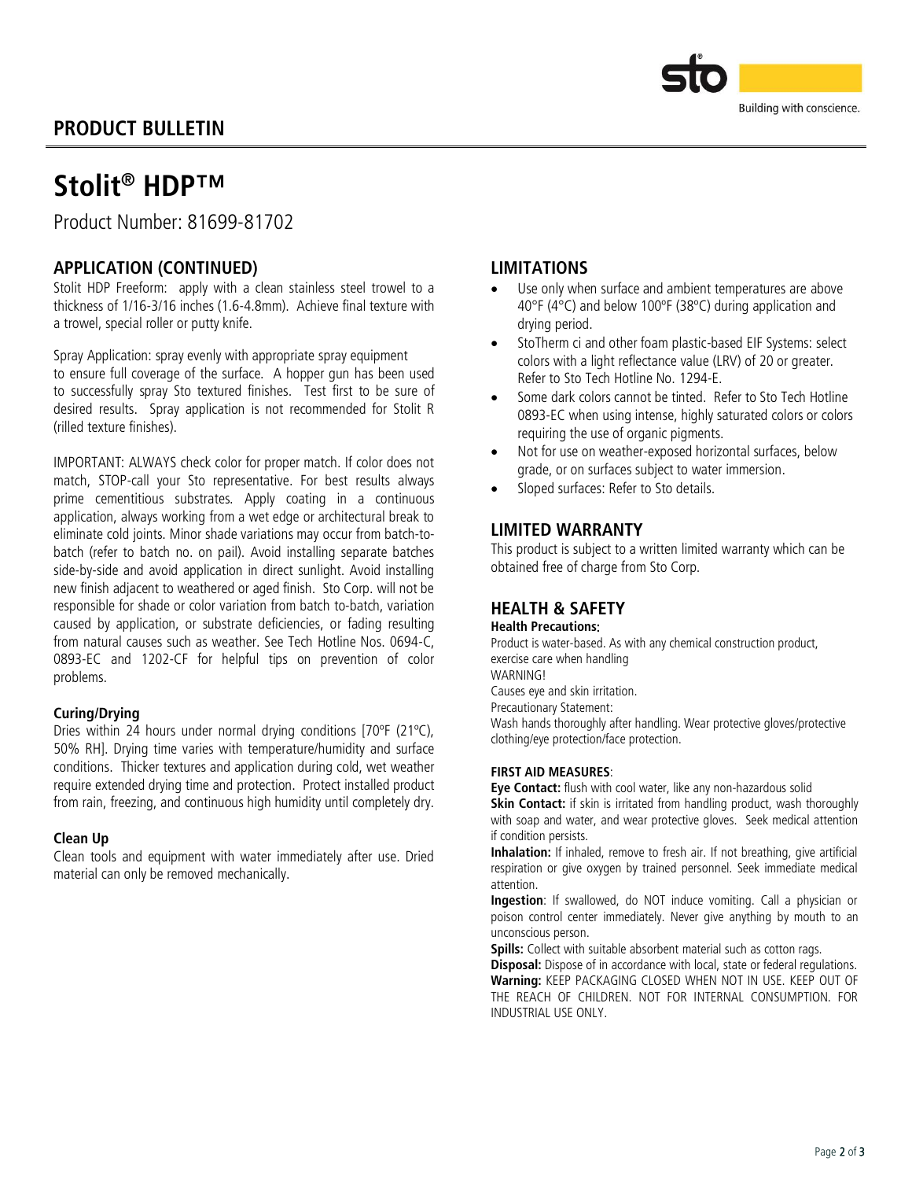## PRODUCT BULLETIN

# Stolit® HDP™

Product Number: 81699-81702

## APPLICATION (CONTINUED)

Stolit HDP Freeform: apply with a clean stainless steel trowel to a thickness of 1/16-3/16 inches (1.6-4.8mm). Achieve final texture with a trowel, special roller or putty knife.

Spray Application: spray evenly with appropriate spray equipment to ensure full coverage of the surface. A hopper gun has been used to successfully spray Sto textured finishes. Test first to be sure of desired results. Spray application is not recommended for Stolit R (rilled texture finishes).

IMPORTANT: ALWAYS check color for proper match. If color does not match, STOP-call your Sto representative. For best results always prime cementitious substrates. Apply coating in a continuous application, always working from a wet edge or architectural break to eliminate cold joints. Minor shade variations may occur from batch-to-batch (refer to batch no. on pail). Avoid installing separate batches side-by-side and avoid application in direct sunlight. Avoid installing new finish adjacent to weathered or aged finish. Sto Corp. will not be responsible for shade or color variation from batch to-batch, variation caused by application, or substrate deficiencies, or fading resulting from natural causes such as weather. See Tech Hotline Nos. 0694-C, 0893-EC and 1202-CF for helpful tips on prevention of color problems.

### Curing/Drying

Dries within 24 hours under normal drying conditions [70ºF (21ºC), 50% RH]. Drying time varies with temperature/humidity and surface conditions. Thicker textures and application during cold, wet weather require extended drying time and protection. Protect installed product from rain, freezing, and continuous high humidity until completely dry.

### Clean Up

Clean tools and equipment with water immediately after use. Dried material can only be removed mechanically.

## LIMITATIONS

- Use only when surface and ambient temperatures are above 40°F (4°C) and below 100ºF (38ºC) during application and drying period.
- StoTherm ci and other foam plastic-based EIF Systems: select colors with a light reflectance value (LRV) of 20 or greater. Refer to Sto Tech Hotline No. 1294-E.
- Some dark colors cannot be tinted. Refer to Sto Tech Hotline 0893-EC when using intense, highly saturated colors or colors requiring the use of organic pigments.
- Not for use on weather-exposed horizontal surfaces, below grade, or on surfaces subject to water immersion.
- Sloped surfaces: Refer to Sto details.

## LIMITED WARRANTY

This product is subject to a written limited warranty which can be obtained free of charge from Sto Corp.

## HEALTH & SAFETY

**Health Precautions:**

Product is water-based. As with any chemical construction product, exercise care when handling

WARNING!

Causes eye and skin irritation.

Precautionary Statement:

Wash hands thoroughly after handling. Wear protective gloves/protective clothing/eye protection/face protection.

**FIRST AID MEASURES**:

**Eye Contact:** flush with cool water, like any non-hazardous solid

**Skin Contact:** if skin is irritated from handling product, wash thoroughly with soap and water, and wear protective gloves. Seek medical attention if condition persists.

**Inhalation:** If inhaled, remove to fresh air. If not breathing, give artificial respiration or give oxygen by trained personnel. Seek immediate medical attention.

**Ingestion**: If swallowed, do NOT induce vomiting. Call a physician or poison control center immediately. Never give anything by mouth to an unconscious person.

**Spills:** Collect with suitable absorbent material such as cotton rags.

**Disposal:** Dispose of in accordance with local, state or federal regulations.

**Warning:** KEEP PACKAGING CLOSED WHEN NOT IN USE. KEEP OUT OF THE REACH OF CHILDREN. NOT FOR INTERNAL CONSUMPTION. FOR INDUSTRIAL USE ONLY.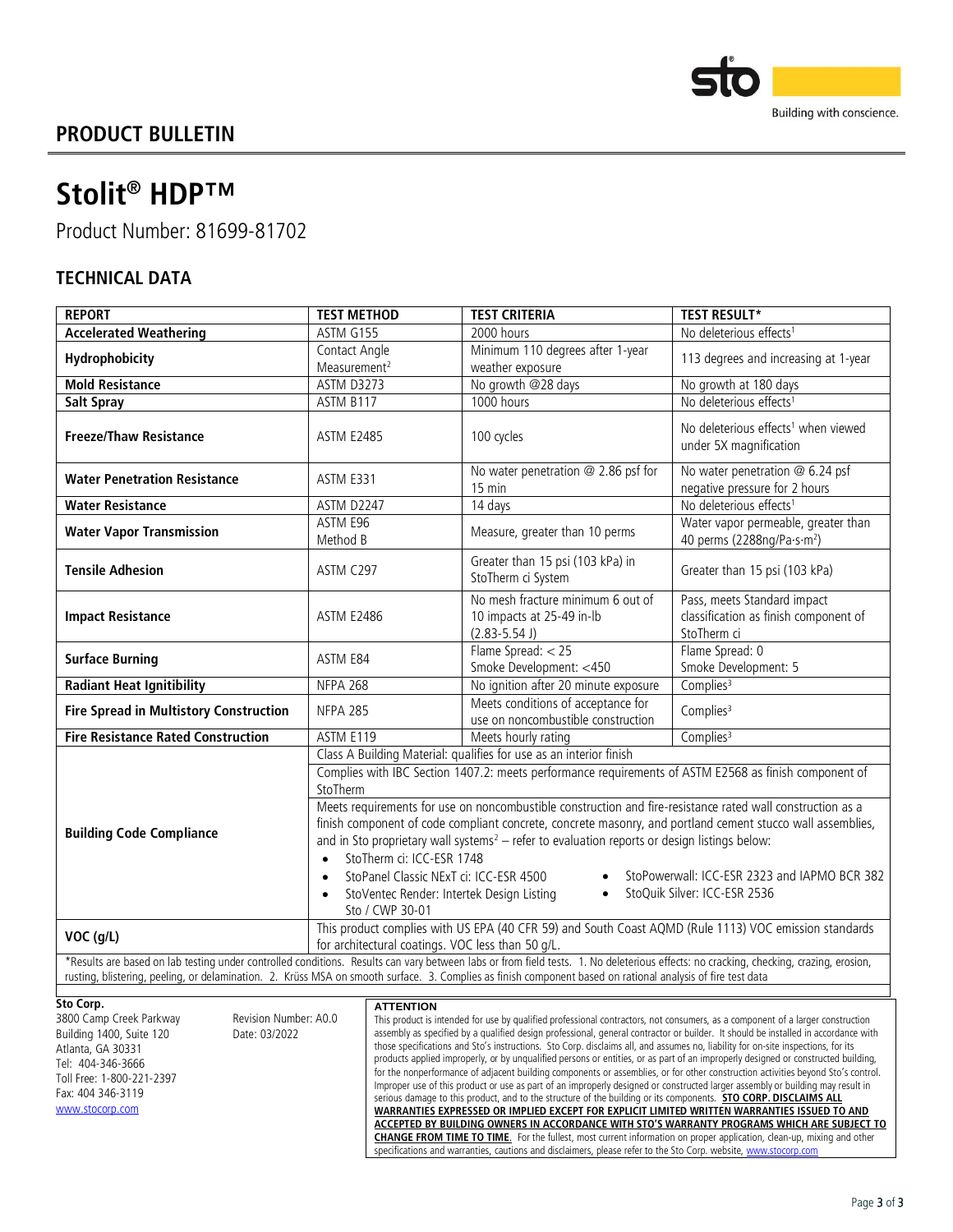## PRODUCT BULLETIN

# Stolit® HDP™

Product Number: 81699-81702

## TECHNICAL DATA

| REPORT | TEST METHOD | TEST CRITERIA | TEST RESULT* |
|---|---|---|---|
| **Accelerated Weathering** | ASTM G155 | 2000 hours | No deleterious effects[1] |
| **Hydrophobicity** | Contact Angle Measurement[2] | Minimum 110 degrees after 1-year weather exposure | 113 degrees and increasing at 1-year |
| **Mold Resistance** | ASTM D3273 | No growth @28 days | No growth at 180 days |
| **Salt Spray** | ASTM B117 | 1000 hours | No deleterious effects[1] |
| **Freeze/Thaw Resistance** | ASTM E2485 | 100 cycles | No deleterious effects[1] when viewed under 5X magnification |
| **Water Penetration Resistance** | ASTM E331 | No water penetration @ 2.86 psf for 15 min | No water penetration @ 6.24 psf negative pressure for 2 hours |
| **Water Resistance** | ASTM D2247 | 14 days | No deleterious effects[1] |
| **Water Vapor Transmission** | ASTM E96 Method B | Measure, greater than 10 perms | Water vapor permeable, greater than 40 perms (2288ng/Pa·s·m$^2$) |
| **Tensile Adhesion** | ASTM C297 | Greater than 15 psi (103 kPa) in StoTherm ci System | Greater than 15 psi (103 kPa) |
| **Impact Resistance** | ASTM E2486 | No mesh fracture minimum 6 out of 10 impacts at 25-49 in-lb (2.83-5.54 J) | Pass, meets Standard impact classification as finish component of StoTherm ci |
| **Surface Burning** | ASTM E84 | Flame Spread: < 25<br>Smoke Development: <450 | Flame Spread: 0<br>Smoke Development: 5 |
| **Radiant Heat Ignitibility** | NFPA 268 | No ignition after 20 minute exposure | Complies[3] |
| **Fire Spread in Multistory Construction** | NFPA 285 | Meets conditions of acceptance for use on noncombustible construction | Complies[3] |
| **Fire Resistance Rated Construction** | ASTM E119 | Meets hourly rating | Complies[3] |
| **Building Code Compliance** | Class A Building Material: qualifies for use as an interior finish<br>Complies with IBC Section 1407.2: meets performance requirements of ASTM E2568 as finish component of StoTherm<br>Meets requirements for use on noncombustible construction and fire-resistance rated wall construction as a finish component of code compliant concrete, concrete masonry, and portland cement stucco wall assemblies, and in Sto proprietary wall systems[2] – refer to evaluation reports or design listings below:<br>• StoTherm ci: ICC-ESR 1748<br>• StoPanel Classic NExT ci: ICC-ESR 4500<br>• StoVentec Render: Intertek Design Listing Sto / CWP 30-01<br>• StoPowerwall: ICC-ESR 2323 and IAPMO BCR 382<br>• StoQuik Silver: ICC-ESR 2536 | | |
| **VOC (g/L)** | This product complies with US EPA (40 CFR 59) and South Coast AQMD (Rule 1113) VOC emission standards for architectural coatings. VOC less than 50 g/L. | | |

*Results are based on lab testing under controlled conditions. Results can vary between labs or from field tests. 1. No deleterious effects: no cracking, checking, crazing, erosion, rusting, blistering, peeling, or delamination. 2. Krüss MSA on smooth surface. 3. Complies as finish component based on rational analysis of fire test data

**Sto Corp.**
3800 Camp Creek Parkway
Building 1400, Suite 120
Atlanta, GA 30331
Tel: 404-346-3666
Toll Free: 1-800-221-2397
Fax: 404 346-3119
www.stocorp.com

Revision Number: A0.0
Date: 03/2022

**ATTENTION**
This product is intended for use by qualified professional contractors, not consumers, as a component of a larger construction assembly as specified by a qualified design professional, general contractor or builder. It should be installed in accordance with those specifications and Sto's instructions. Sto Corp. disclaims all, and assumes no, liability for on-site inspections, for its products applied improperly, or by unqualified persons or entities, or as part of an improperly designed or constructed building, for the nonperformance of adjacent building components or assemblies, or for other construction activities beyond Sto's control. Improper use of this product or use as part of an improperly designed or constructed larger assembly or building may result in serious damage to this product, and to the structure of the building or its components. **STO CORP. DISCLAIMS ALL WARRANTIES EXPRESSED OR IMPLIED EXCEPT FOR EXPLICIT LIMITED WRITTEN WARRANTIES ISSUED TO AND ACCEPTED BY BUILDING OWNERS IN ACCORDANCE WITH STO'S WARRANTY PROGRAMS WHICH ARE SUBJECT TO CHANGE FROM TIME TO TIME.** For the fullest, most current information on proper application, clean-up, mixing and other specifications and warranties, cautions and disclaimers, please refer to the Sto Corp. website, www.stocorp.com